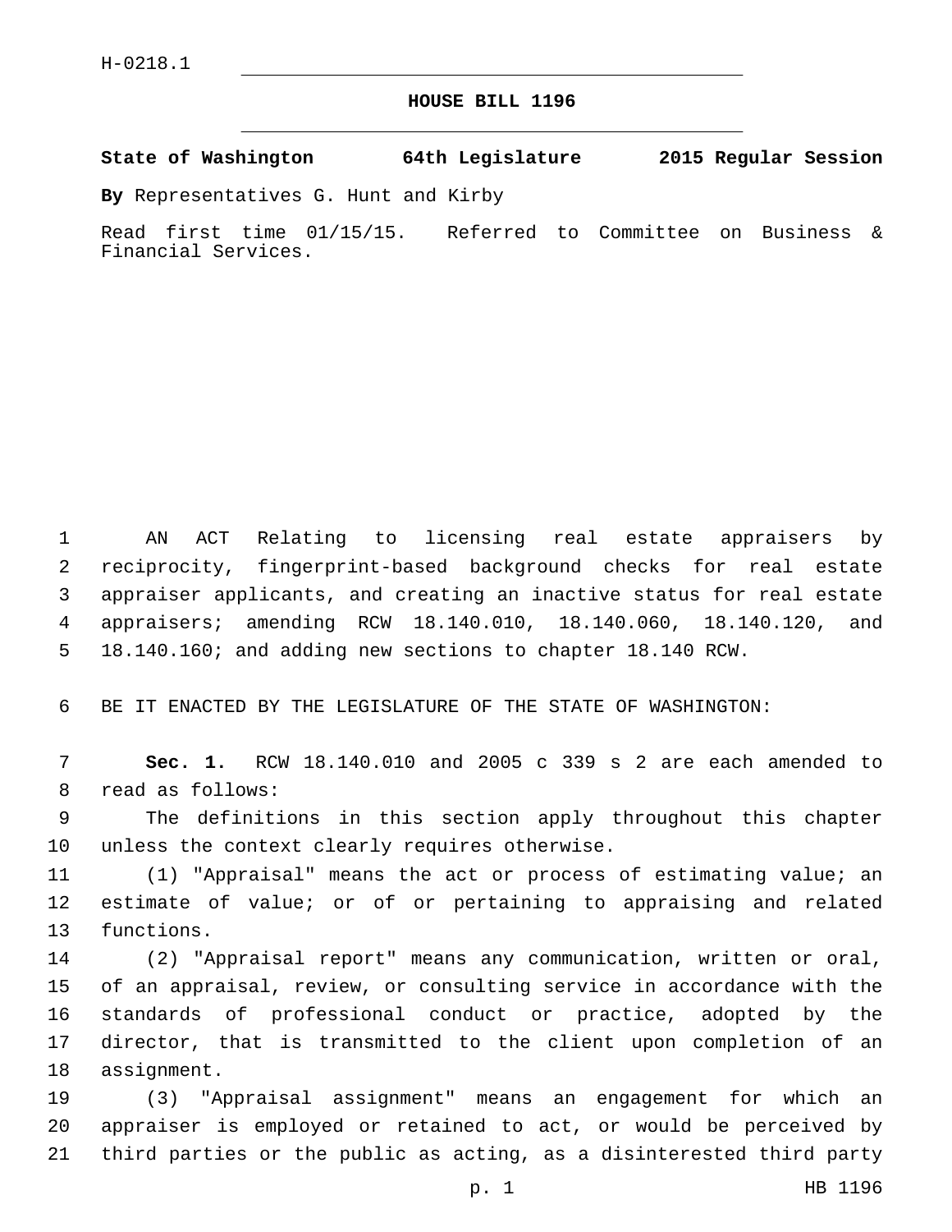H-0218.1

# HOUSE BILL 1196

**State of Washington 64th Legislature 2015 Regular Session**

**By** Representatives G. Hunt and Kirby

Read first time 01/15/15. Referred to Committee on Business & Financial Services.

AN ACT Relating to licensing real estate appraisers by reciprocity, fingerprint-based background checks for real estate appraiser applicants, and creating an inactive status for real estate appraisers; amending RCW 18.140.010, 18.140.060, 18.140.120, and 18.140.160; and adding new sections to chapter 18.140 RCW.

BE IT ENACTED BY THE LEGISLATURE OF THE STATE OF WASHINGTON:

**Sec. 1.** RCW 18.140.010 and 2005 c 339 s 2 are each amended to read as follows:

The definitions in this section apply throughout this chapter unless the context clearly requires otherwise.

(1) "Appraisal" means the act or process of estimating value; an estimate of value; or of or pertaining to appraising and related functions.

(2) "Appraisal report" means any communication, written or oral, of an appraisal, review, or consulting service in accordance with the standards of professional conduct or practice, adopted by the director, that is transmitted to the client upon completion of an assignment.

(3) "Appraisal assignment" means an engagement for which an appraiser is employed or retained to act, or would be perceived by third parties or the public as acting, as a disinterested third party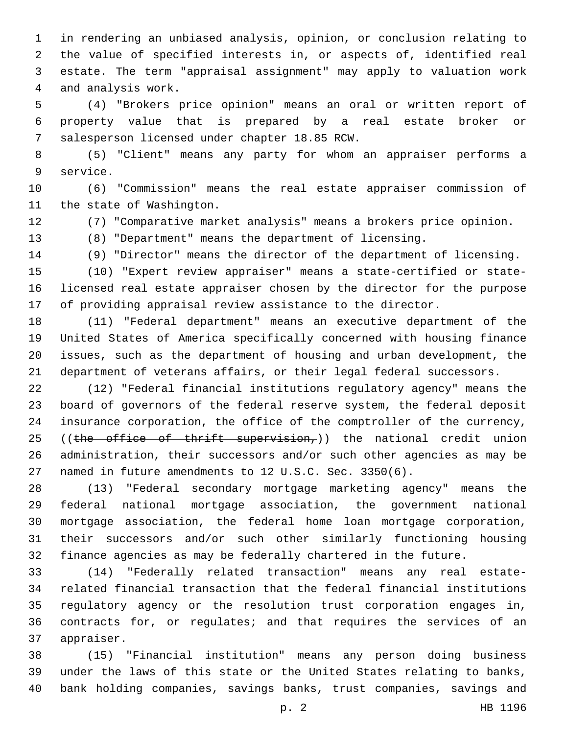in rendering an unbiased analysis, opinion, or conclusion relating to the value of specified interests in, or aspects of, identified real estate. The term "appraisal assignment" may apply to valuation work and analysis work.

(4) "Brokers price opinion" means an oral or written report of property value that is prepared by a real estate broker or salesperson licensed under chapter 18.85 RCW.

(5) "Client" means any party for whom an appraiser performs a service.

(6) "Commission" means the real estate appraiser commission of the state of Washington.

(7) "Comparative market analysis" means a brokers price opinion.

(8) "Department" means the department of licensing.

(9) "Director" means the director of the department of licensing.

(10) "Expert review appraiser" means a state-certified or state-licensed real estate appraiser chosen by the director for the purpose of providing appraisal review assistance to the director.

(11) "Federal department" means an executive department of the United States of America specifically concerned with housing finance issues, such as the department of housing and urban development, the department of veterans affairs, or their legal federal successors.

(12) "Federal financial institutions regulatory agency" means the board of governors of the federal reserve system, the federal deposit insurance corporation, the office of the comptroller of the currency, ((~~the office of thrift supervision,~~)) the national credit union administration, their successors and/or such other agencies as may be named in future amendments to 12 U.S.C. Sec. 3350(6).

(13) "Federal secondary mortgage marketing agency" means the federal national mortgage association, the government national mortgage association, the federal home loan mortgage corporation, their successors and/or such other similarly functioning housing finance agencies as may be federally chartered in the future.

(14) "Federally related transaction" means any real estate-related financial transaction that the federal financial institutions regulatory agency or the resolution trust corporation engages in, contracts for, or regulates; and that requires the services of an appraiser.

(15) "Financial institution" means any person doing business under the laws of this state or the United States relating to banks, bank holding companies, savings banks, trust companies, savings and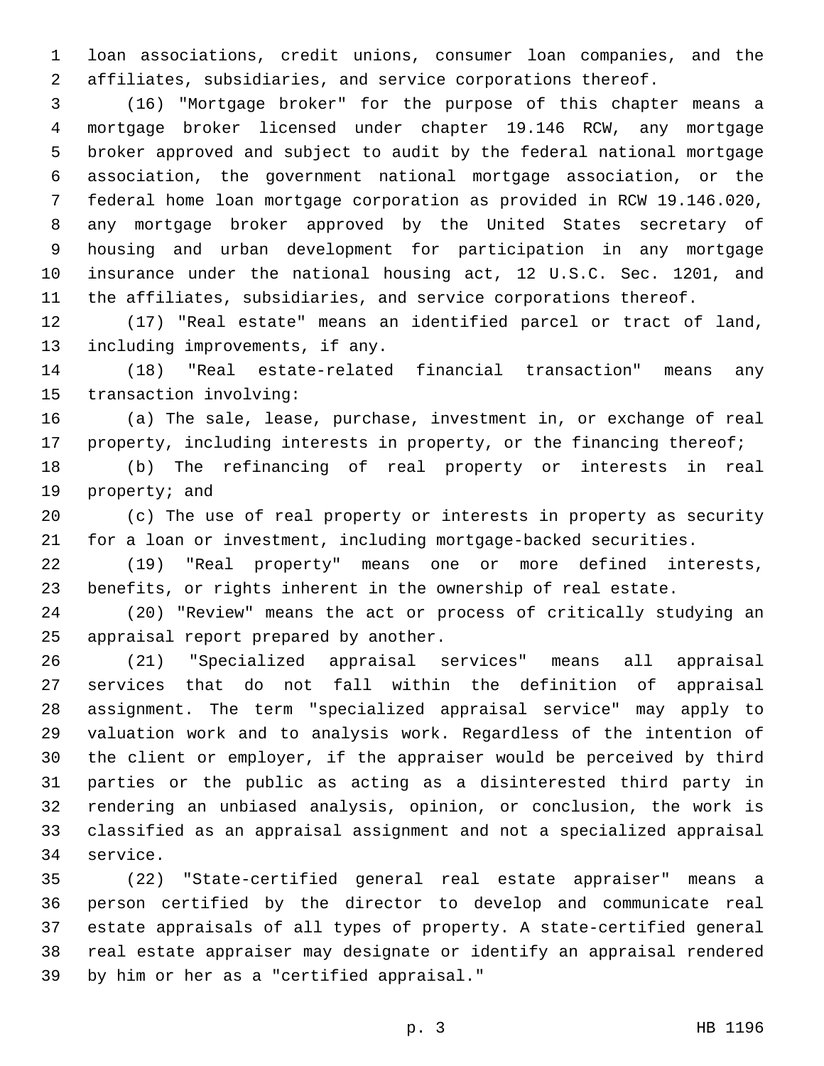loan associations, credit unions, consumer loan companies, and the affiliates, subsidiaries, and service corporations thereof.

(16) "Mortgage broker" for the purpose of this chapter means a mortgage broker licensed under chapter 19.146 RCW, any mortgage broker approved and subject to audit by the federal national mortgage association, the government national mortgage association, or the federal home loan mortgage corporation as provided in RCW 19.146.020, any mortgage broker approved by the United States secretary of housing and urban development for participation in any mortgage insurance under the national housing act, 12 U.S.C. Sec. 1201, and the affiliates, subsidiaries, and service corporations thereof.

(17) "Real estate" means an identified parcel or tract of land, including improvements, if any.

(18) "Real estate-related financial transaction" means any transaction involving:

(a) The sale, lease, purchase, investment in, or exchange of real property, including interests in property, or the financing thereof;

(b) The refinancing of real property or interests in real property; and

(c) The use of real property or interests in property as security for a loan or investment, including mortgage-backed securities.

(19) "Real property" means one or more defined interests, benefits, or rights inherent in the ownership of real estate.

(20) "Review" means the act or process of critically studying an appraisal report prepared by another.

(21) "Specialized appraisal services" means all appraisal services that do not fall within the definition of appraisal assignment. The term "specialized appraisal service" may apply to valuation work and to analysis work. Regardless of the intention of the client or employer, if the appraiser would be perceived by third parties or the public as acting as a disinterested third party in rendering an unbiased analysis, opinion, or conclusion, the work is classified as an appraisal assignment and not a specialized appraisal service.

(22) "State-certified general real estate appraiser" means a person certified by the director to develop and communicate real estate appraisals of all types of property. A state-certified general real estate appraiser may designate or identify an appraisal rendered by him or her as a "certified appraisal."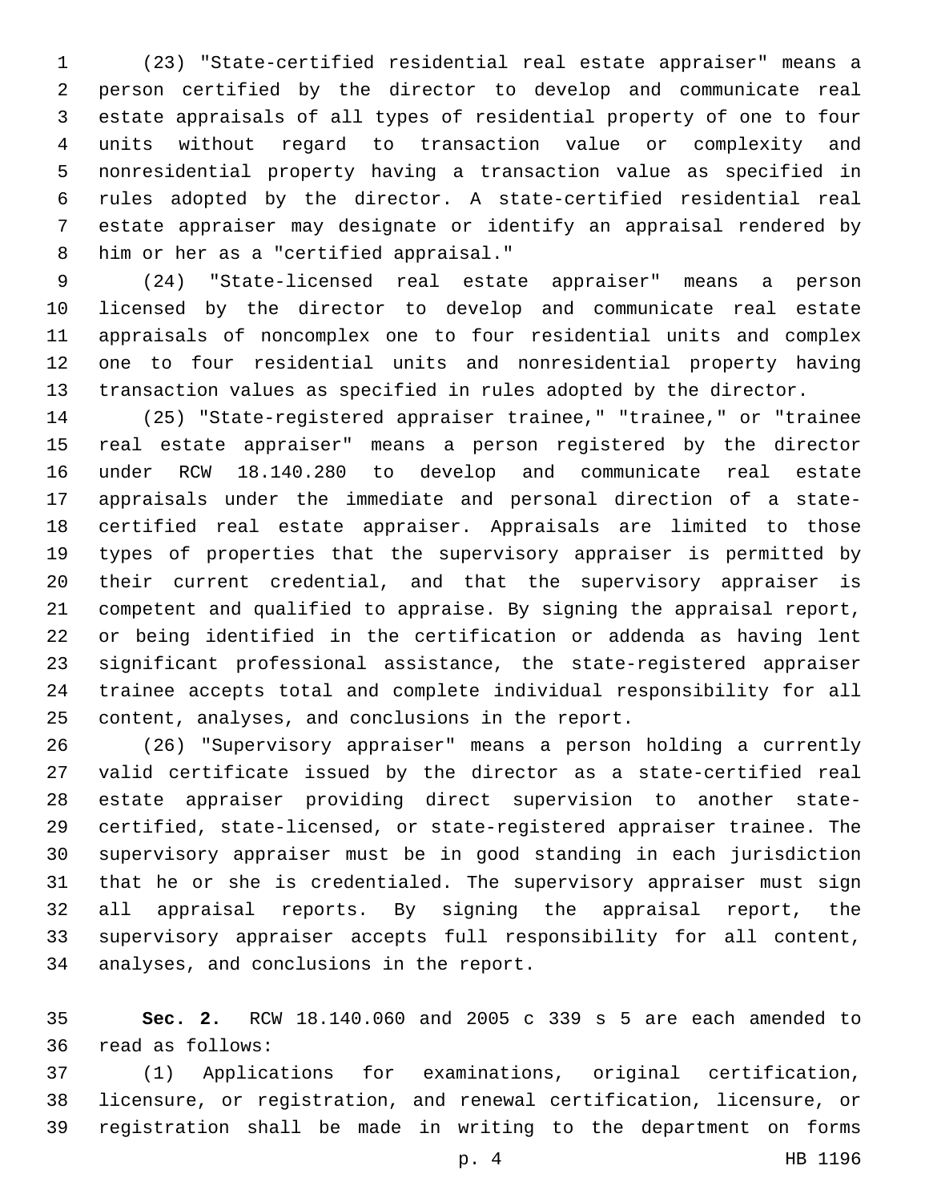(23) "State-certified residential real estate appraiser" means a person certified by the director to develop and communicate real estate appraisals of all types of residential property of one to four units without regard to transaction value or complexity and nonresidential property having a transaction value as specified in rules adopted by the director. A state-certified residential real estate appraiser may designate or identify an appraisal rendered by him or her as a "certified appraisal."

(24) "State-licensed real estate appraiser" means a person licensed by the director to develop and communicate real estate appraisals of noncomplex one to four residential units and complex one to four residential units and nonresidential property having transaction values as specified in rules adopted by the director.

(25) "State-registered appraiser trainee," "trainee," or "trainee real estate appraiser" means a person registered by the director under RCW 18.140.280 to develop and communicate real estate appraisals under the immediate and personal direction of a state-certified real estate appraiser. Appraisals are limited to those types of properties that the supervisory appraiser is permitted by their current credential, and that the supervisory appraiser is competent and qualified to appraise. By signing the appraisal report, or being identified in the certification or addenda as having lent significant professional assistance, the state-registered appraiser trainee accepts total and complete individual responsibility for all content, analyses, and conclusions in the report.

(26) "Supervisory appraiser" means a person holding a currently valid certificate issued by the director as a state-certified real estate appraiser providing direct supervision to another state-certified, state-licensed, or state-registered appraiser trainee. The supervisory appraiser must be in good standing in each jurisdiction that he or she is credentialed. The supervisory appraiser must sign all appraisal reports. By signing the appraisal report, the supervisory appraiser accepts full responsibility for all content, analyses, and conclusions in the report.

**Sec. 2.** RCW 18.140.060 and 2005 c 339 s 5 are each amended to read as follows:

(1) Applications for examinations, original certification, licensure, or registration, and renewal certification, licensure, or registration shall be made in writing to the department on forms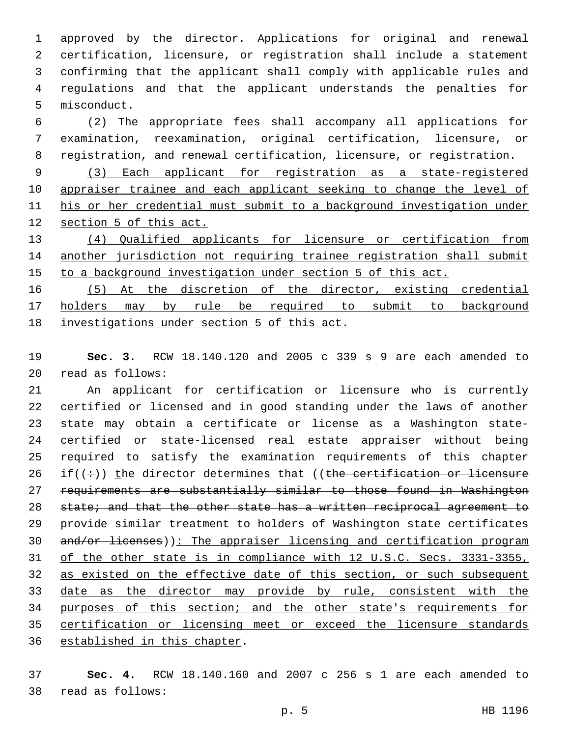approved by the director. Applications for original and renewal certification, licensure, or registration shall include a statement confirming that the applicant shall comply with applicable rules and regulations and that the applicant understands the penalties for misconduct.

(2) The appropriate fees shall accompany all applications for examination, reexamination, original certification, licensure, or registration, and renewal certification, licensure, or registration.

<u>(3) Each applicant for registration as a state-registered appraiser trainee and each applicant seeking to change the level of his or her credential must submit to a background investigation under section 5 of this act.</u>

<u>(4) Qualified applicants for licensure or certification from another jurisdiction not requiring trainee registration shall submit to a background investigation under section 5 of this act.</u>

<u>(5) At the discretion of the director, existing credential holders may by rule be required to submit to background investigations under section 5 of this act.</u>

**Sec. 3.** RCW 18.140.120 and 2005 c 339 s 9 are each amended to read as follows:

An applicant for certification or licensure who is currently certified or licensed and in good standing under the laws of another state may obtain a certificate or license as a Washington state-certified or state-licensed real estate appraiser without being required to satisfy the examination requirements of this chapter if((~~:~~)) <u>t</u>he director determines that ((~~the certification or licensure requirements are substantially similar to those found in Washington state; and that the other state has a written reciprocal agreement to provide similar treatment to holders of Washington state certificates and/or licenses~~))<u>: The appraiser licensing and certification program of the other state is in compliance with 12 U.S.C. Secs. 3331-3355, as existed on the effective date of this section, or such subsequent date as the director may provide by rule, consistent with the purposes of this section; and the other state's requirements for certification or licensing meet or exceed the licensure standards established in this chapter</u>.

**Sec. 4.** RCW 18.140.160 and 2007 c 256 s 1 are each amended to read as follows: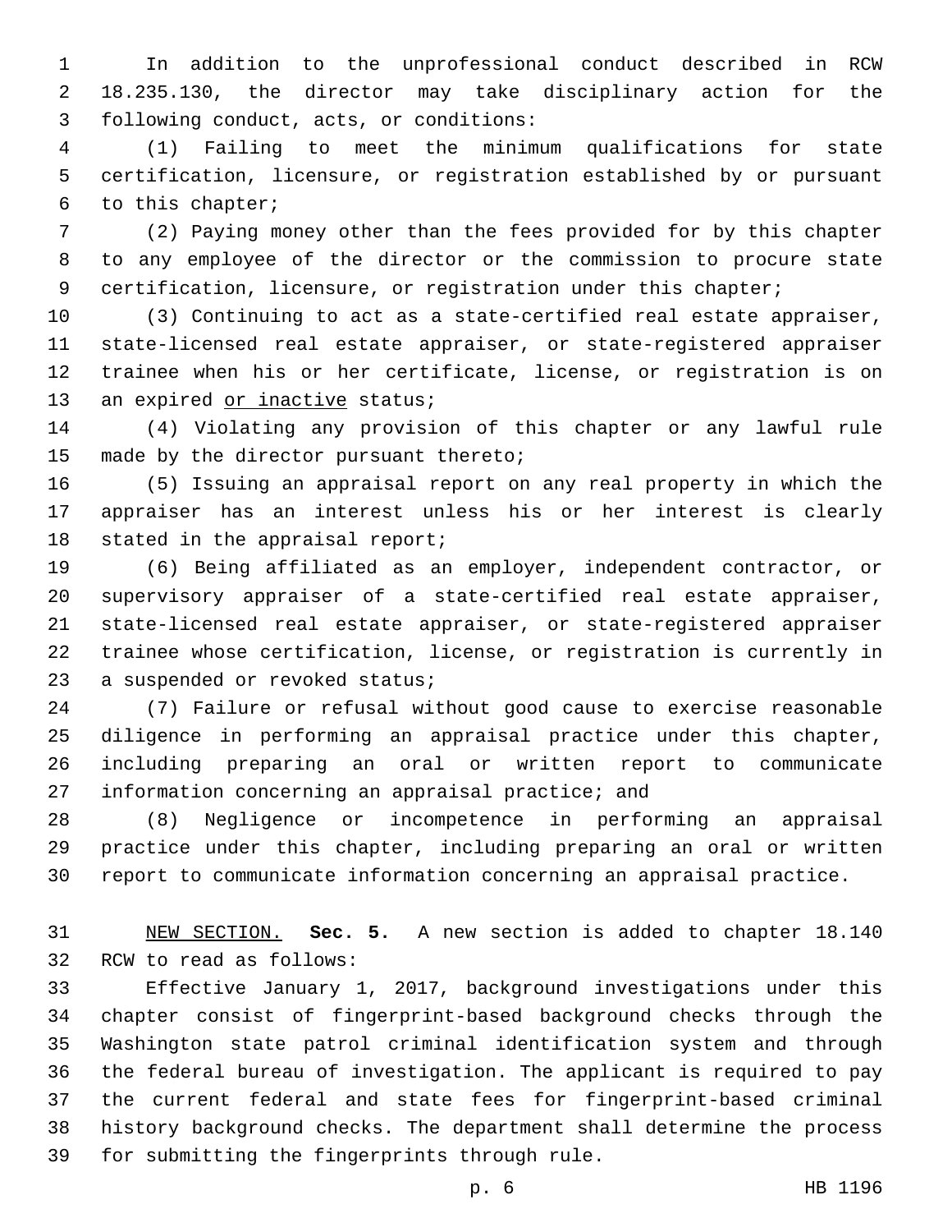In addition to the unprofessional conduct described in RCW 18.235.130, the director may take disciplinary action for the following conduct, acts, or conditions:

(1) Failing to meet the minimum qualifications for state certification, licensure, or registration established by or pursuant to this chapter;

(2) Paying money other than the fees provided for by this chapter to any employee of the director or the commission to procure state certification, licensure, or registration under this chapter;

(3) Continuing to act as a state-certified real estate appraiser, state-licensed real estate appraiser, or state-registered appraiser trainee when his or her certificate, license, or registration is on an expired <u>or inactive</u> status;

(4) Violating any provision of this chapter or any lawful rule made by the director pursuant thereto;

(5) Issuing an appraisal report on any real property in which the appraiser has an interest unless his or her interest is clearly stated in the appraisal report;

(6) Being affiliated as an employer, independent contractor, or supervisory appraiser of a state-certified real estate appraiser, state-licensed real estate appraiser, or state-registered appraiser trainee whose certification, license, or registration is currently in a suspended or revoked status;

(7) Failure or refusal without good cause to exercise reasonable diligence in performing an appraisal practice under this chapter, including preparing an oral or written report to communicate information concerning an appraisal practice; and

(8) Negligence or incompetence in performing an appraisal practice under this chapter, including preparing an oral or written report to communicate information concerning an appraisal practice.

<u>NEW SECTION.</u> **Sec. 5.** A new section is added to chapter 18.140 RCW to read as follows:

Effective January 1, 2017, background investigations under this chapter consist of fingerprint-based background checks through the Washington state patrol criminal identification system and through the federal bureau of investigation. The applicant is required to pay the current federal and state fees for fingerprint-based criminal history background checks. The department shall determine the process for submitting the fingerprints through rule.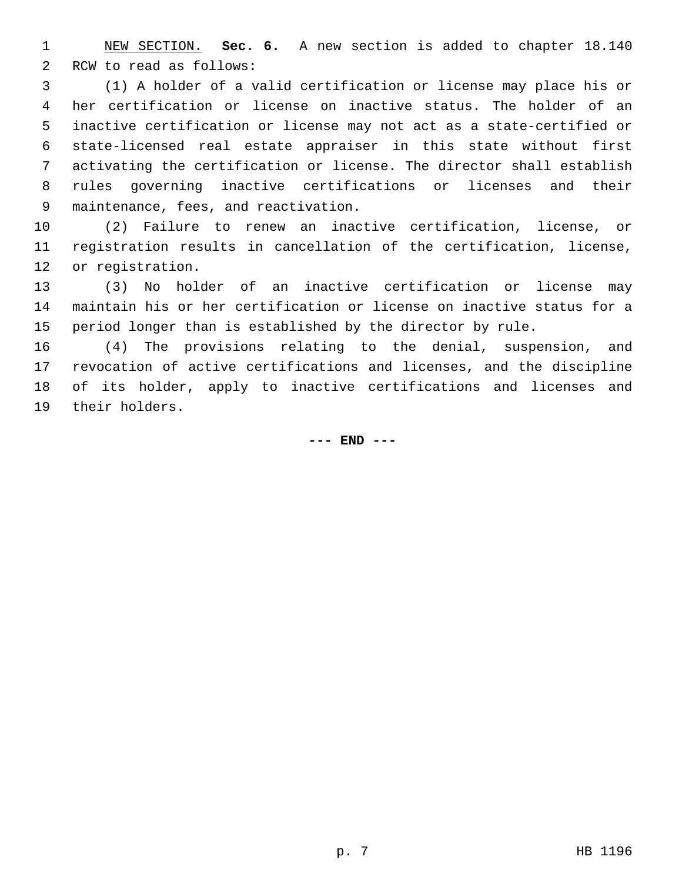NEW SECTION. **Sec. 6.** A new section is added to chapter 18.140 RCW to read as follows:

(1) A holder of a valid certification or license may place his or her certification or license on inactive status. The holder of an inactive certification or license may not act as a state-certified or state-licensed real estate appraiser in this state without first activating the certification or license. The director shall establish rules governing inactive certifications or licenses and their maintenance, fees, and reactivation.

(2) Failure to renew an inactive certification, license, or registration results in cancellation of the certification, license, or registration.

(3) No holder of an inactive certification or license may maintain his or her certification or license on inactive status for a period longer than is established by the director by rule.

(4) The provisions relating to the denial, suspension, and revocation of active certifications and licenses, and the discipline of its holder, apply to inactive certifications and licenses and their holders.

**--- END ---**